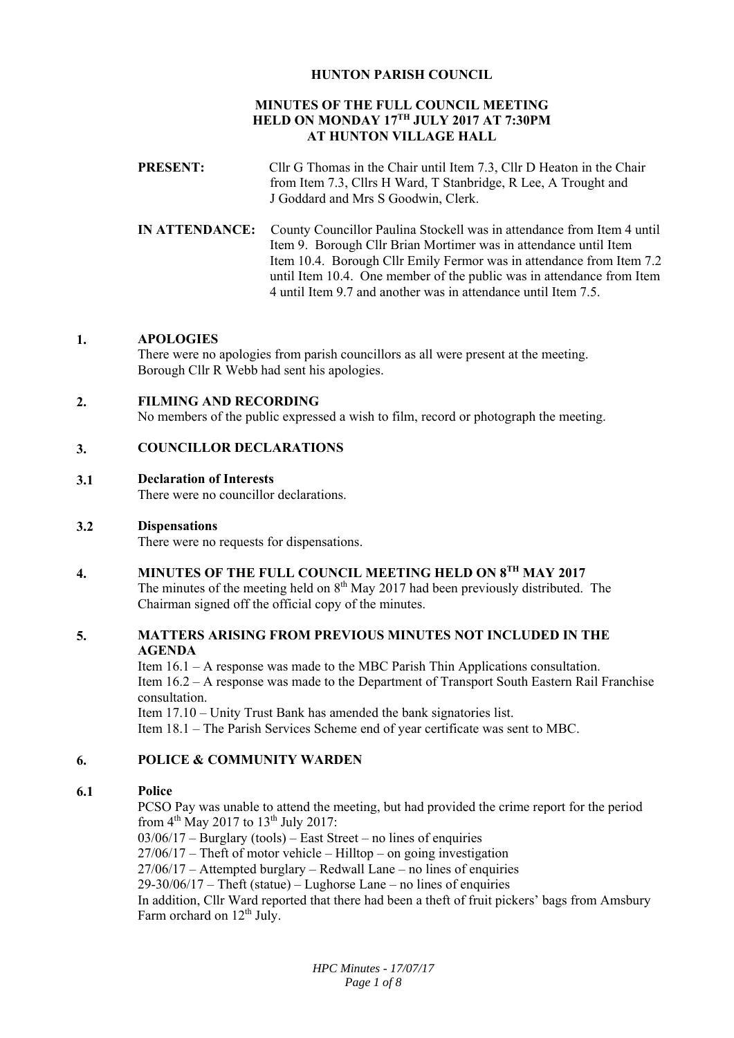# HUNTON PARISH COUNCIL

## MINUTES OF THE FULL COUNCIL MEETING HELD ON MONDAY 17TH JULY 2017 AT 7:30PM AT HUNTON VILLAGE HALL

**PRESENT:** Cllr G Thomas in the Chair until Item 7.3, Cllr D Heaton in the Chair from Item 7.3, Cllrs H Ward, T Stanbridge, R Lee, A Trought and J Goddard and Mrs S Goodwin, Clerk.

**IN ATTENDANCE:** County Councillor Paulina Stockell was in attendance from Item 4 until Item 9. Borough Cllr Brian Mortimer was in attendance until Item Item 10.4. Borough Cllr Emily Fermor was in attendance from Item 7.2 until Item 10.4. One member of the public was in attendance from Item 4 until Item 9.7 and another was in attendance until Item 7.5.

### 1. APOLOGIES

There were no apologies from parish councillors as all were present at the meeting. Borough Cllr R Webb had sent his apologies.

### 2. FILMING AND RECORDING

No members of the public expressed a wish to film, record or photograph the meeting.

### 3. COUNCILLOR DECLARATIONS

#### 3.1 Declaration of Interests

There were no councillor declarations.

#### 3.2 Dispensations

There were no requests for dispensations.

### 4. MINUTES OF THE FULL COUNCIL MEETING HELD ON 8TH MAY 2017

The minutes of the meeting held on 8th May 2017 had been previously distributed. The Chairman signed off the official copy of the minutes.

### 5. MATTERS ARISING FROM PREVIOUS MINUTES NOT INCLUDED IN THE AGENDA

Item 16.1 – A response was made to the MBC Parish Thin Applications consultation.
Item 16.2 – A response was made to the Department of Transport South Eastern Rail Franchise consultation.
Item 17.10 – Unity Trust Bank has amended the bank signatories list.
Item 18.1 – The Parish Services Scheme end of year certificate was sent to MBC.

### 6. POLICE & COMMUNITY WARDEN

#### 6.1 Police

PCSO Pay was unable to attend the meeting, but had provided the crime report for the period from 4th May 2017 to 13th July 2017:
03/06/17 – Burglary (tools) – East Street – no lines of enquiries
27/06/17 – Theft of motor vehicle – Hilltop – on going investigation
27/06/17 – Attempted burglary – Redwall Lane – no lines of enquiries
29-30/06/17 – Theft (statue) – Lughorse Lane – no lines of enquiries
In addition, Cllr Ward reported that there had been a theft of fruit pickers' bags from Amsbury Farm orchard on 12th July.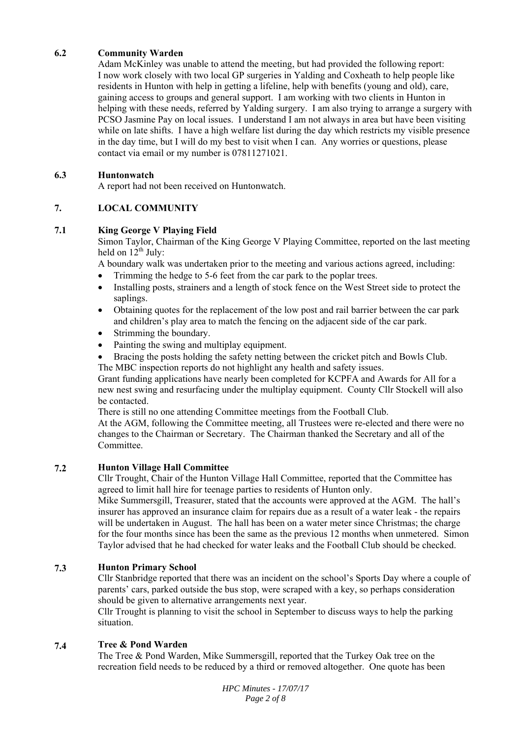## 6.2 Community Warden

Adam McKinley was unable to attend the meeting, but had provided the following report: I now work closely with two local GP surgeries in Yalding and Coxheath to help people like residents in Hunton with help in getting a lifeline, help with benefits (young and old), care, gaining access to groups and general support. I am working with two clients in Hunton in helping with these needs, referred by Yalding surgery. I am also trying to arrange a surgery with PCSO Jasmine Pay on local issues. I understand I am not always in area but have been visiting while on late shifts. I have a high welfare list during the day which restricts my visible presence in the day time, but I will do my best to visit when I can. Any worries or questions, please contact via email or my number is 07811271021.

## 6.3 Huntonwatch

A report had not been received on Huntonwatch.

# 7. LOCAL COMMUNITY

## 7.1 King George V Playing Field

Simon Taylor, Chairman of the King George V Playing Committee, reported on the last meeting held on 12th July:

A boundary walk was undertaken prior to the meeting and various actions agreed, including:

- Trimming the hedge to 5-6 feet from the car park to the poplar trees.
- Installing posts, strainers and a length of stock fence on the West Street side to protect the saplings.
- Obtaining quotes for the replacement of the low post and rail barrier between the car park and children's play area to match the fencing on the adjacent side of the car park.
- Strimming the boundary.
- Painting the swing and multiplay equipment.
- Bracing the posts holding the safety netting between the cricket pitch and Bowls Club.

The MBC inspection reports do not highlight any health and safety issues.

Grant funding applications have nearly been completed for KCPFA and Awards for All for a new nest swing and resurfacing under the multiplay equipment. County Cllr Stockell will also be contacted.

There is still no one attending Committee meetings from the Football Club.

At the AGM, following the Committee meeting, all Trustees were re-elected and there were no changes to the Chairman or Secretary. The Chairman thanked the Secretary and all of the Committee.

## 7.2 Hunton Village Hall Committee

Cllr Trought, Chair of the Hunton Village Hall Committee, reported that the Committee has agreed to limit hall hire for teenage parties to residents of Hunton only.

Mike Summersgill, Treasurer, stated that the accounts were approved at the AGM. The hall's insurer has approved an insurance claim for repairs due as a result of a water leak - the repairs will be undertaken in August. The hall has been on a water meter since Christmas; the charge for the four months since has been the same as the previous 12 months when unmetered. Simon Taylor advised that he had checked for water leaks and the Football Club should be checked.

## 7.3 Hunton Primary School

Cllr Stanbridge reported that there was an incident on the school's Sports Day where a couple of parents' cars, parked outside the bus stop, were scraped with a key, so perhaps consideration should be given to alternative arrangements next year.

Cllr Trought is planning to visit the school in September to discuss ways to help the parking situation.

## 7.4 Tree & Pond Warden

The Tree & Pond Warden, Mike Summersgill, reported that the Turkey Oak tree on the recreation field needs to be reduced by a third or removed altogether. One quote has been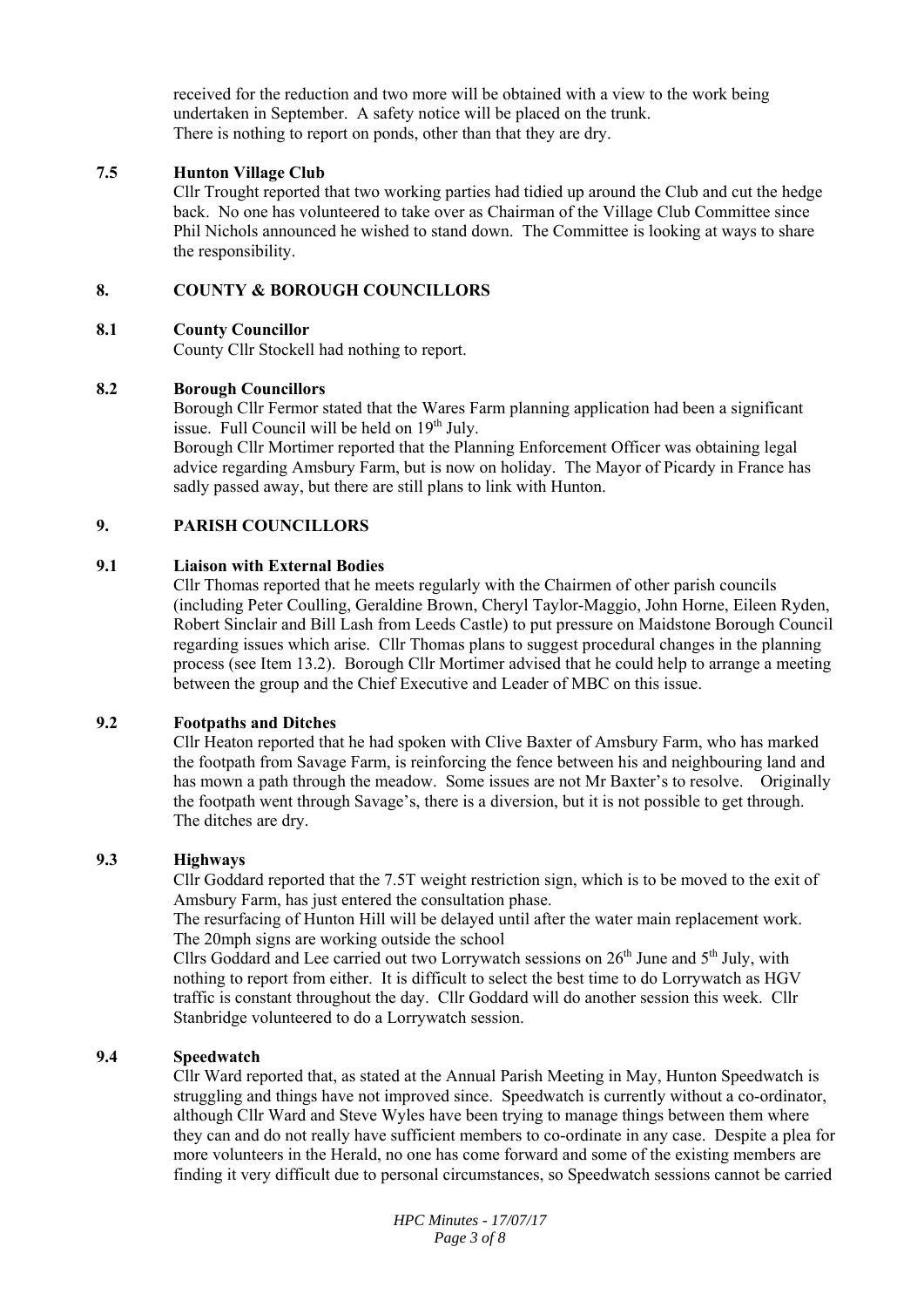received for the reduction and two more will be obtained with a view to the work being undertaken in September. A safety notice will be placed on the trunk.
There is nothing to report on ponds, other than that they are dry.

### 7.5 Hunton Village Club

Cllr Trought reported that two working parties had tidied up around the Club and cut the hedge back. No one has volunteered to take over as Chairman of the Village Club Committee since Phil Nichols announced he wished to stand down. The Committee is looking at ways to share the responsibility.

## 8. COUNTY & BOROUGH COUNCILLORS

### 8.1 County Councillor

County Cllr Stockell had nothing to report.

### 8.2 Borough Councillors

Borough Cllr Fermor stated that the Wares Farm planning application had been a significant issue. Full Council will be held on 19th July.

Borough Cllr Mortimer reported that the Planning Enforcement Officer was obtaining legal advice regarding Amsbury Farm, but is now on holiday. The Mayor of Picardy in France has sadly passed away, but there are still plans to link with Hunton.

## 9. PARISH COUNCILLORS

### 9.1 Liaison with External Bodies

Cllr Thomas reported that he meets regularly with the Chairmen of other parish councils (including Peter Coulling, Geraldine Brown, Cheryl Taylor-Maggio, John Horne, Eileen Ryden, Robert Sinclair and Bill Lash from Leeds Castle) to put pressure on Maidstone Borough Council regarding issues which arise. Cllr Thomas plans to suggest procedural changes in the planning process (see Item 13.2). Borough Cllr Mortimer advised that he could help to arrange a meeting between the group and the Chief Executive and Leader of MBC on this issue.

### 9.2 Footpaths and Ditches

Cllr Heaton reported that he had spoken with Clive Baxter of Amsbury Farm, who has marked the footpath from Savage Farm, is reinforcing the fence between his and neighbouring land and has mown a path through the meadow. Some issues are not Mr Baxter's to resolve. Originally the footpath went through Savage's, there is a diversion, but it is not possible to get through. The ditches are dry.

### 9.3 Highways

Cllr Goddard reported that the 7.5T weight restriction sign, which is to be moved to the exit of Amsbury Farm, has just entered the consultation phase.

The resurfacing of Hunton Hill will be delayed until after the water main replacement work.

The 20mph signs are working outside the school

Cllrs Goddard and Lee carried out two Lorrywatch sessions on 26th June and 5th July, with nothing to report from either. It is difficult to select the best time to do Lorrywatch as HGV traffic is constant throughout the day. Cllr Goddard will do another session this week. Cllr Stanbridge volunteered to do a Lorrywatch session.

### 9.4 Speedwatch

Cllr Ward reported that, as stated at the Annual Parish Meeting in May, Hunton Speedwatch is struggling and things have not improved since. Speedwatch is currently without a co-ordinator, although Cllr Ward and Steve Wyles have been trying to manage things between them where they can and do not really have sufficient members to co-ordinate in any case. Despite a plea for more volunteers in the Herald, no one has come forward and some of the existing members are finding it very difficult due to personal circumstances, so Speedwatch sessions cannot be carried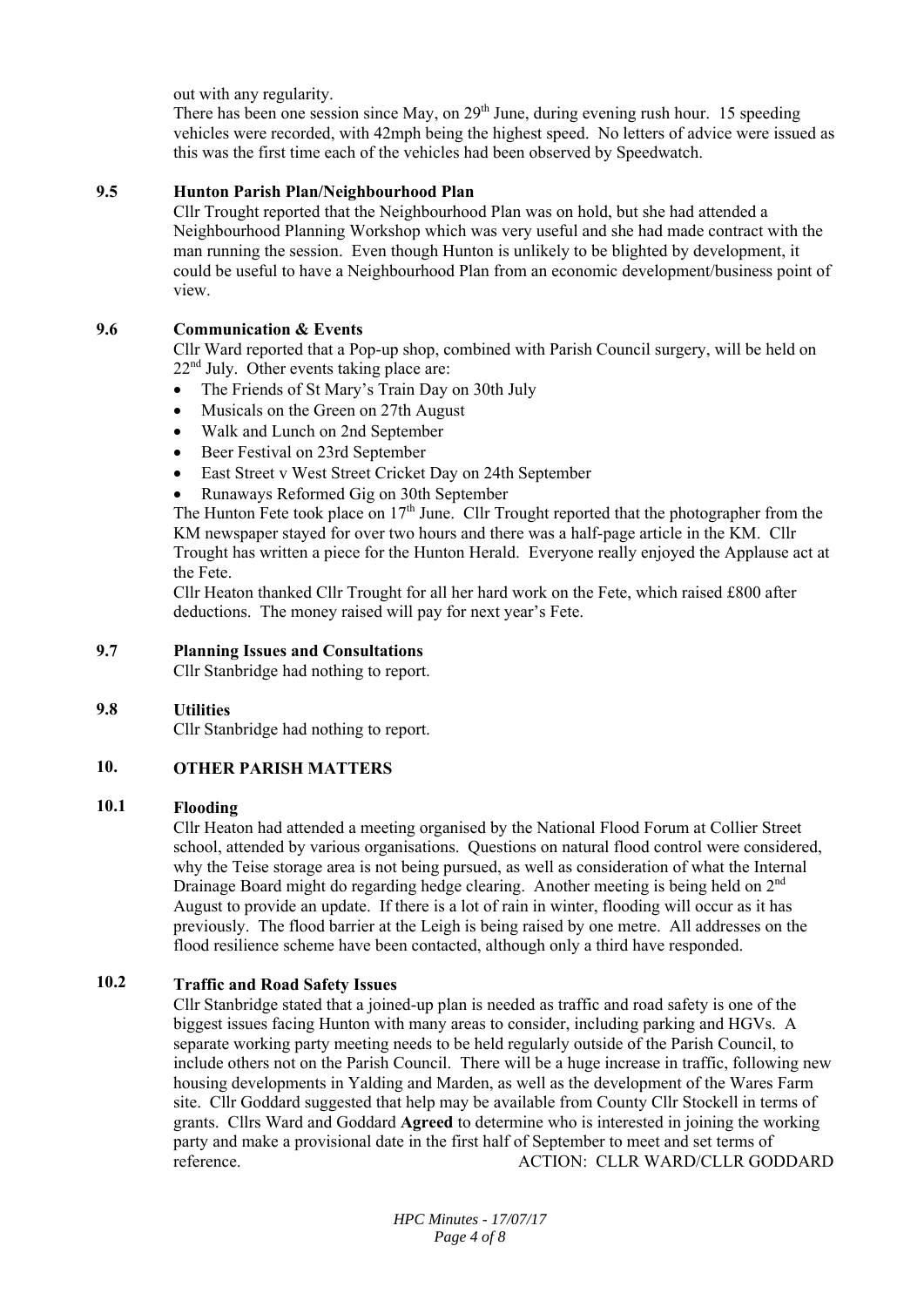out with any regularity.

There has been one session since May, on 29th June, during evening rush hour. 15 speeding vehicles were recorded, with 42mph being the highest speed. No letters of advice were issued as this was the first time each of the vehicles had been observed by Speedwatch.

**9.5 Hunton Parish Plan/Neighbourhood Plan**

Cllr Trought reported that the Neighbourhood Plan was on hold, but she had attended a Neighbourhood Planning Workshop which was very useful and she had made contract with the man running the session. Even though Hunton is unlikely to be blighted by development, it could be useful to have a Neighbourhood Plan from an economic development/business point of view.

**9.6 Communication & Events**

Cllr Ward reported that a Pop-up shop, combined with Parish Council surgery, will be held on 22nd July. Other events taking place are:

- The Friends of St Mary's Train Day on 30th July
- Musicals on the Green on 27th August
- Walk and Lunch on 2nd September
- Beer Festival on 23rd September
- East Street v West Street Cricket Day on 24th September
- Runaways Reformed Gig on 30th September

The Hunton Fete took place on 17th June. Cllr Trought reported that the photographer from the KM newspaper stayed for over two hours and there was a half-page article in the KM. Cllr Trought has written a piece for the Hunton Herald. Everyone really enjoyed the Applause act at the Fete.

Cllr Heaton thanked Cllr Trought for all her hard work on the Fete, which raised £800 after deductions. The money raised will pay for next year's Fete.

**9.7 Planning Issues and Consultations**

Cllr Stanbridge had nothing to report.

**9.8 Utilities**

Cllr Stanbridge had nothing to report.

## 10. OTHER PARISH MATTERS

**10.1 Flooding**

Cllr Heaton had attended a meeting organised by the National Flood Forum at Collier Street school, attended by various organisations. Questions on natural flood control were considered, why the Teise storage area is not being pursued, as well as consideration of what the Internal Drainage Board might do regarding hedge clearing. Another meeting is being held on 2nd August to provide an update. If there is a lot of rain in winter, flooding will occur as it has previously. The flood barrier at the Leigh is being raised by one metre. All addresses on the flood resilience scheme have been contacted, although only a third have responded.

**10.2 Traffic and Road Safety Issues**

Cllr Stanbridge stated that a joined-up plan is needed as traffic and road safety is one of the biggest issues facing Hunton with many areas to consider, including parking and HGVs. A separate working party meeting needs to be held regularly outside of the Parish Council, to include others not on the Parish Council. There will be a huge increase in traffic, following new housing developments in Yalding and Marden, as well as the development of the Wares Farm site. Cllr Goddard suggested that help may be available from County Cllr Stockell in terms of grants. Cllrs Ward and Goddard **Agreed** to determine who is interested in joining the working party and make a provisional date in the first half of September to meet and set terms of reference. ACTION: CLLR WARD/CLLR GODDARD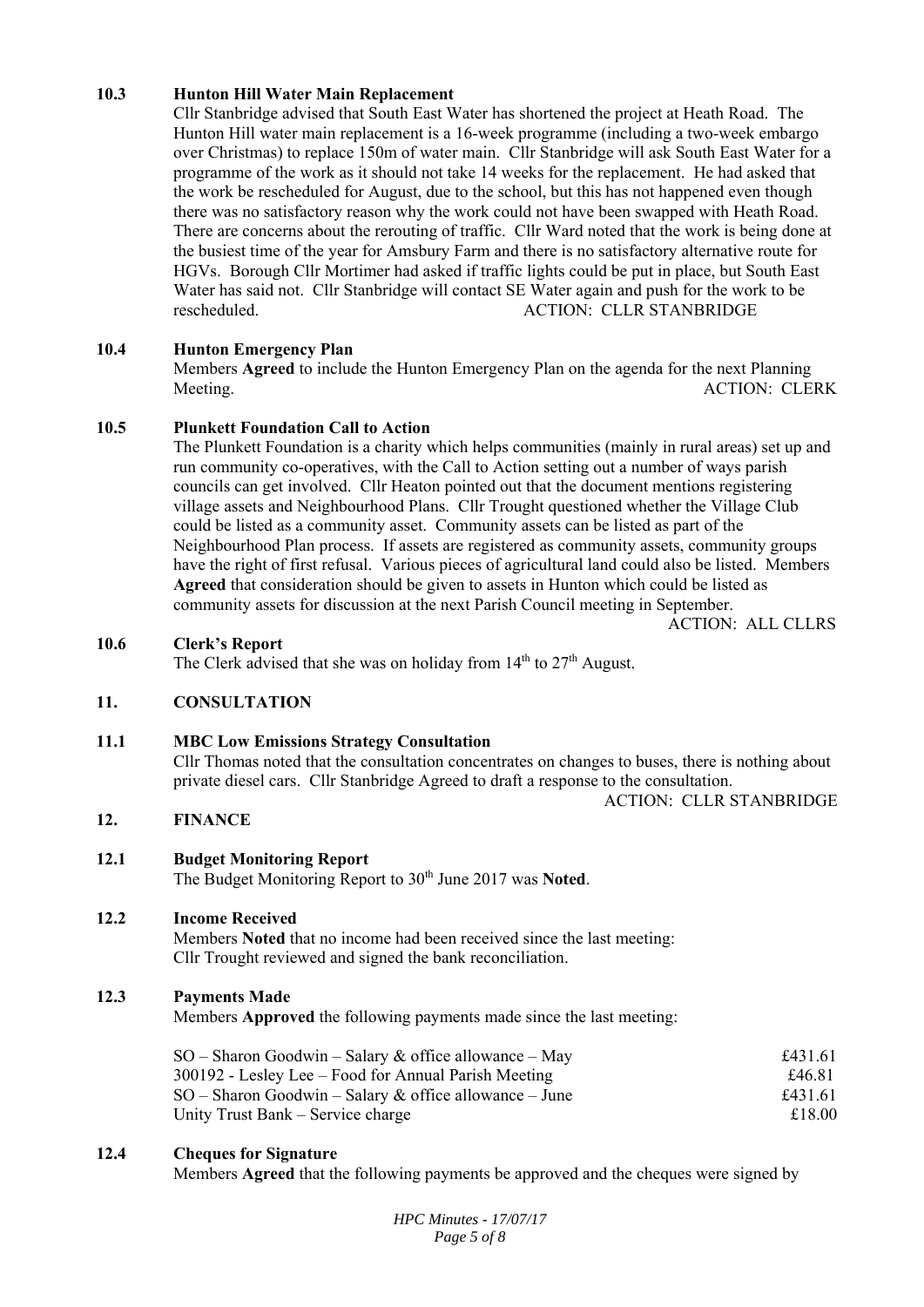### 10.3 Hunton Hill Water Main Replacement

Cllr Stanbridge advised that South East Water has shortened the project at Heath Road. The Hunton Hill water main replacement is a 16-week programme (including a two-week embargo over Christmas) to replace 150m of water main. Cllr Stanbridge will ask South East Water for a programme of the work as it should not take 14 weeks for the replacement. He had asked that the work be rescheduled for August, due to the school, but this has not happened even though there was no satisfactory reason why the work could not have been swapped with Heath Road. There are concerns about the rerouting of traffic. Cllr Ward noted that the work is being done at the busiest time of the year for Amsbury Farm and there is no satisfactory alternative route for HGVs. Borough Cllr Mortimer had asked if traffic lights could be put in place, but South East Water has said not. Cllr Stanbridge will contact SE Water again and push for the work to be rescheduled.

ACTION: CLLR STANBRIDGE

### 10.4 Hunton Emergency Plan

Members **Agreed** to include the Hunton Emergency Plan on the agenda for the next Planning Meeting.

ACTION: CLERK

### 10.5 Plunkett Foundation Call to Action

The Plunkett Foundation is a charity which helps communities (mainly in rural areas) set up and run community co-operatives, with the Call to Action setting out a number of ways parish councils can get involved. Cllr Heaton pointed out that the document mentions registering village assets and Neighbourhood Plans. Cllr Trought questioned whether the Village Club could be listed as a community asset. Community assets can be listed as part of the Neighbourhood Plan process. If assets are registered as community assets, community groups have the right of first refusal. Various pieces of agricultural land could also be listed. Members **Agreed** that consideration should be given to assets in Hunton which could be listed as community assets for discussion at the next Parish Council meeting in September.

ACTION: ALL CLLRS

### 10.6 Clerk's Report

The Clerk advised that she was on holiday from 14th to 27th August.

## 11. CONSULTATION

### 11.1 MBC Low Emissions Strategy Consultation

Cllr Thomas noted that the consultation concentrates on changes to buses, there is nothing about private diesel cars. Cllr Stanbridge Agreed to draft a response to the consultation.

ACTION: CLLR STANBRIDGE

## 12. FINANCE

### 12.1 Budget Monitoring Report

The Budget Monitoring Report to 30th June 2017 was **Noted**.

### 12.2 Income Received

Members **Noted** that no income had been received since the last meeting:
Cllr Trought reviewed and signed the bank reconciliation.

### 12.3 Payments Made

Members **Approved** the following payments made since the last meeting:

| | |
|---|---|
| SO – Sharon Goodwin – Salary & office allowance – May | £431.61 |
| 300192 - Lesley Lee – Food for Annual Parish Meeting | £46.81 |
| SO – Sharon Goodwin – Salary & office allowance – June | £431.61 |
| Unity Trust Bank – Service charge | £18.00 |

### 12.4 Cheques for Signature

Members **Agreed** that the following payments be approved and the cheques were signed by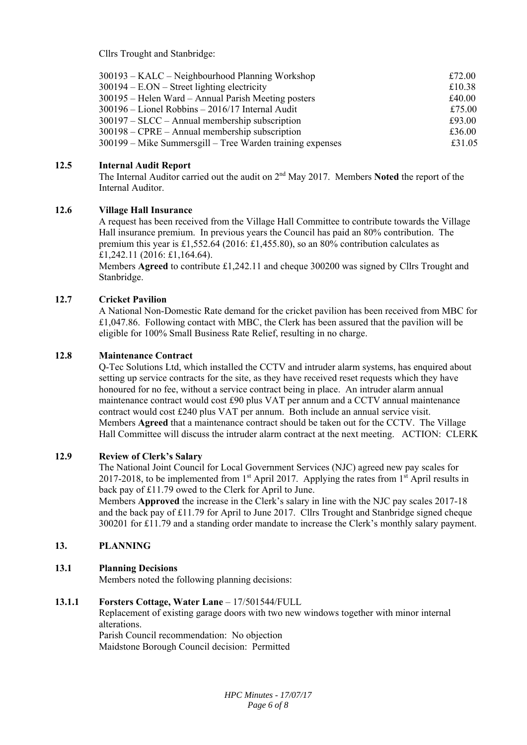Cllrs Trought and Stanbridge:

| | |
|---|---|
| 300193 – KALC – Neighbourhood Planning Workshop | £72.00 |
| 300194 – E.ON – Street lighting electricity | £10.38 |
| 300195 – Helen Ward – Annual Parish Meeting posters | £40.00 |
| 300196 – Lionel Robbins – 2016/17 Internal Audit | £75.00 |
| 300197 – SLCC – Annual membership subscription | £93.00 |
| 300198 – CPRE – Annual membership subscription | £36.00 |
| 300199 – Mike Summersgill – Tree Warden training expenses | £31.05 |

**12.5 Internal Audit Report**

The Internal Auditor carried out the audit on 2nd May 2017. Members **Noted** the report of the Internal Auditor.

**12.6 Village Hall Insurance**

A request has been received from the Village Hall Committee to contribute towards the Village Hall insurance premium. In previous years the Council has paid an 80% contribution. The premium this year is £1,552.64 (2016: £1,455.80), so an 80% contribution calculates as £1,242.11 (2016: £1,164.64).

Members **Agreed** to contribute £1,242.11 and cheque 300200 was signed by Cllrs Trought and Stanbridge.

**12.7 Cricket Pavilion**

A National Non-Domestic Rate demand for the cricket pavilion has been received from MBC for £1,047.86. Following contact with MBC, the Clerk has been assured that the pavilion will be eligible for 100% Small Business Rate Relief, resulting in no charge.

**12.8 Maintenance Contract**

Q-Tec Solutions Ltd, which installed the CCTV and intruder alarm systems, has enquired about setting up service contracts for the site, as they have received reset requests which they have honoured for no fee, without a service contract being in place. An intruder alarm annual maintenance contract would cost £90 plus VAT per annum and a CCTV annual maintenance contract would cost £240 plus VAT per annum. Both include an annual service visit.

Members **Agreed** that a maintenance contract should be taken out for the CCTV. The Village Hall Committee will discuss the intruder alarm contract at the next meeting. ACTION: CLERK

**12.9 Review of Clerk's Salary**

The National Joint Council for Local Government Services (NJC) agreed new pay scales for 2017-2018, to be implemented from 1st April 2017. Applying the rates from 1st April results in back pay of £11.79 owed to the Clerk for April to June.

Members **Approved** the increase in the Clerk's salary in line with the NJC pay scales 2017-18 and the back pay of £11.79 for April to June 2017. Cllrs Trought and Stanbridge signed cheque 300201 for £11.79 and a standing order mandate to increase the Clerk's monthly salary payment.

## 13. PLANNING

**13.1 Planning Decisions**

Members noted the following planning decisions:

**13.1.1 Forsters Cottage, Water Lane** – 17/501544/FULL

Replacement of existing garage doors with two new windows together with minor internal alterations.

Parish Council recommendation: No objection

Maidstone Borough Council decision: Permitted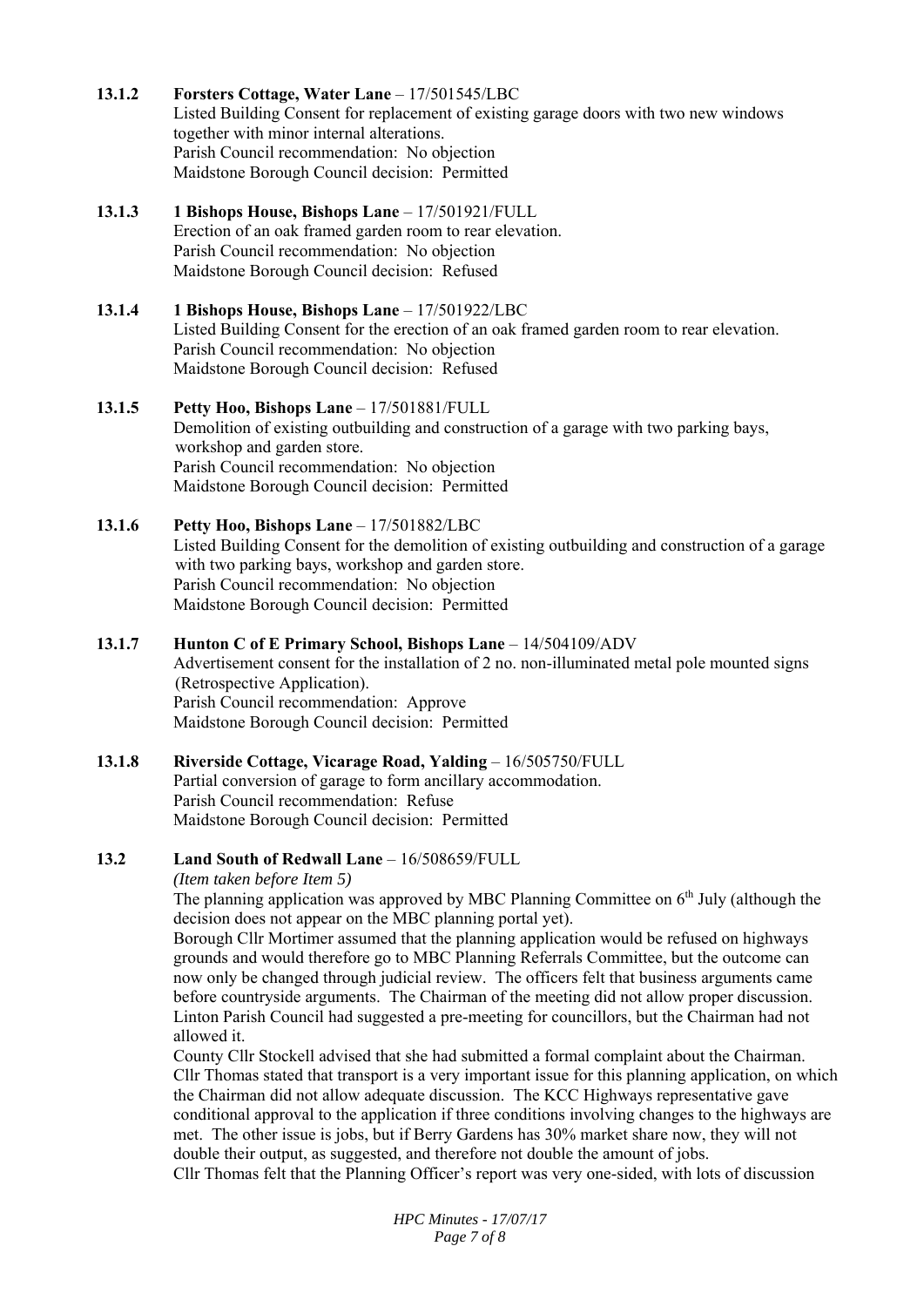**13.1.2 Forsters Cottage, Water Lane** – 17/501545/LBC
Listed Building Consent for replacement of existing garage doors with two new windows together with minor internal alterations.
Parish Council recommendation: No objection
Maidstone Borough Council decision: Permitted

**13.1.3 1 Bishops House, Bishops Lane** – 17/501921/FULL
Erection of an oak framed garden room to rear elevation.
Parish Council recommendation: No objection
Maidstone Borough Council decision: Refused

**13.1.4 1 Bishops House, Bishops Lane** – 17/501922/LBC
Listed Building Consent for the erection of an oak framed garden room to rear elevation.
Parish Council recommendation: No objection
Maidstone Borough Council decision: Refused

**13.1.5 Petty Hoo, Bishops Lane** – 17/501881/FULL
Demolition of existing outbuilding and construction of a garage with two parking bays, workshop and garden store.
Parish Council recommendation: No objection
Maidstone Borough Council decision: Permitted

**13.1.6 Petty Hoo, Bishops Lane** – 17/501882/LBC
Listed Building Consent for the demolition of existing outbuilding and construction of a garage with two parking bays, workshop and garden store.
Parish Council recommendation: No objection
Maidstone Borough Council decision: Permitted

**13.1.7 Hunton C of E Primary School, Bishops Lane** – 14/504109/ADV
Advertisement consent for the installation of 2 no. non-illuminated metal pole mounted signs (Retrospective Application).
Parish Council recommendation: Approve
Maidstone Borough Council decision: Permitted

**13.1.8 Riverside Cottage, Vicarage Road, Yalding** – 16/505750/FULL
Partial conversion of garage to form ancillary accommodation.
Parish Council recommendation: Refuse
Maidstone Borough Council decision: Permitted

**13.2 Land South of Redwall Lane** – 16/508659/FULL

*(Item taken before Item 5)*

The planning application was approved by MBC Planning Committee on 6th July (although the decision does not appear on the MBC planning portal yet).

Borough Cllr Mortimer assumed that the planning application would be refused on highways grounds and would therefore go to MBC Planning Referrals Committee, but the outcome can now only be changed through judicial review. The officers felt that business arguments came before countryside arguments. The Chairman of the meeting did not allow proper discussion. Linton Parish Council had suggested a pre-meeting for councillors, but the Chairman had not allowed it.

County Cllr Stockell advised that she had submitted a formal complaint about the Chairman.

Cllr Thomas stated that transport is a very important issue for this planning application, on which the Chairman did not allow adequate discussion. The KCC Highways representative gave conditional approval to the application if three conditions involving changes to the highways are met. The other issue is jobs, but if Berry Gardens has 30% market share now, they will not double their output, as suggested, and therefore not double the amount of jobs.

Cllr Thomas felt that the Planning Officer's report was very one-sided, with lots of discussion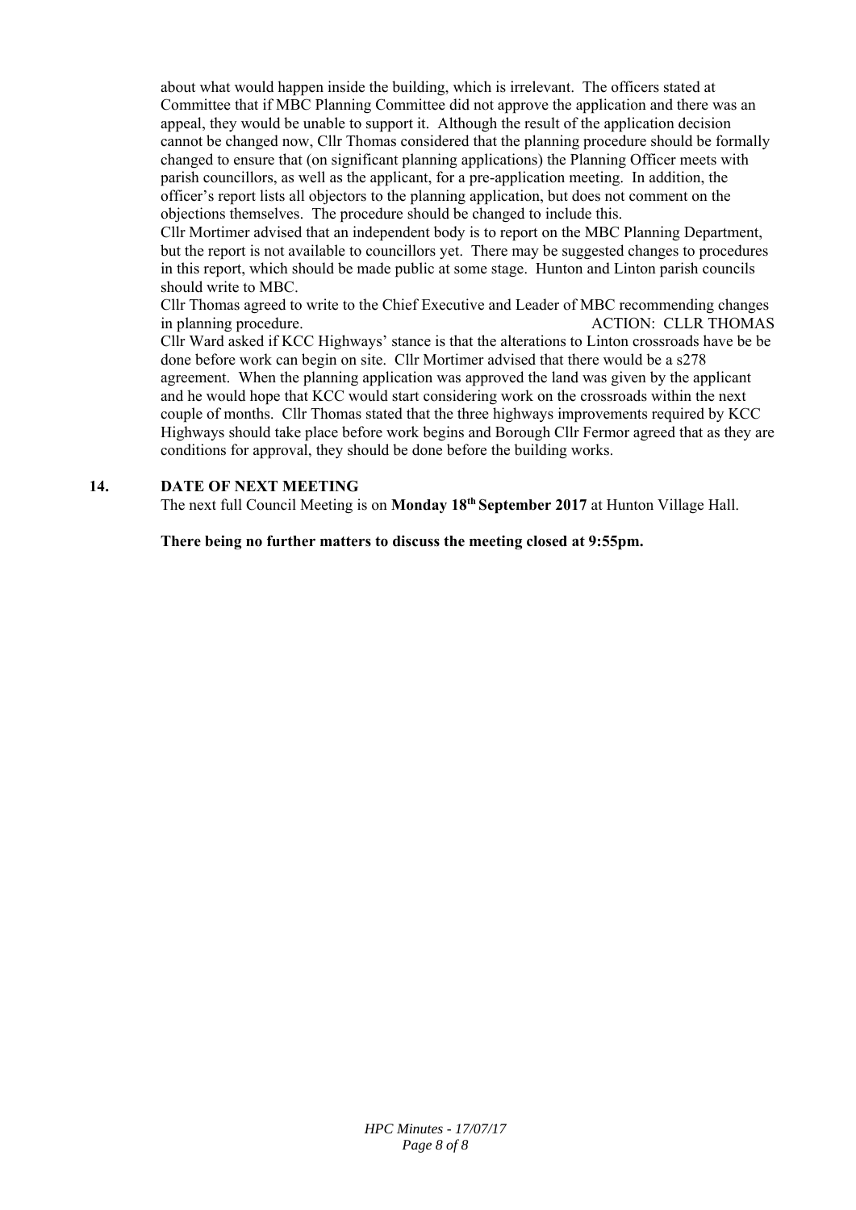about what would happen inside the building, which is irrelevant. The officers stated at Committee that if MBC Planning Committee did not approve the application and there was an appeal, they would be unable to support it. Although the result of the application decision cannot be changed now, Cllr Thomas considered that the planning procedure should be formally changed to ensure that (on significant planning applications) the Planning Officer meets with parish councillors, as well as the applicant, for a pre-application meeting. In addition, the officer's report lists all objectors to the planning application, but does not comment on the objections themselves. The procedure should be changed to include this.

Cllr Mortimer advised that an independent body is to report on the MBC Planning Department, but the report is not available to councillors yet. There may be suggested changes to procedures in this report, which should be made public at some stage. Hunton and Linton parish councils should write to MBC.

Cllr Thomas agreed to write to the Chief Executive and Leader of MBC recommending changes in planning procedure. ACTION: CLLR THOMAS

Cllr Ward asked if KCC Highways' stance is that the alterations to Linton crossroads have be be done before work can begin on site. Cllr Mortimer advised that there would be a s278 agreement. When the planning application was approved the land was given by the applicant and he would hope that KCC would start considering work on the crossroads within the next couple of months. Cllr Thomas stated that the three highways improvements required by KCC Highways should take place before work begins and Borough Cllr Fermor agreed that as they are conditions for approval, they should be done before the building works.

## 14. DATE OF NEXT MEETING

The next full Council Meeting is on **Monday 18th September 2017** at Hunton Village Hall.

**There being no further matters to discuss the meeting closed at 9:55pm.**